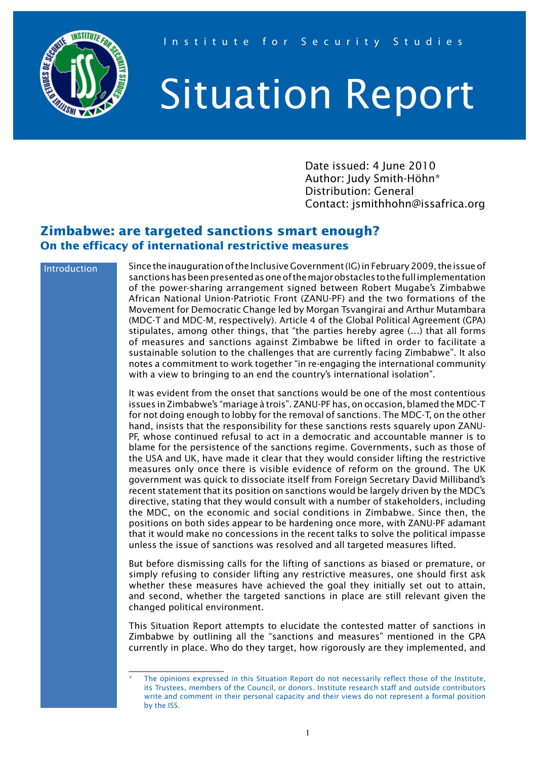Institute for Security Studies

# Situation Report

Date issued: 4 June 2010
Author: Judy Smith-Höhn*
Distribution: General
Contact: jsmithhohn@issafrica.org

## Zimbabwe: are targeted sanctions smart enough?

### On the efficacy of international restrictive measures

### Introduction

Since the inauguration of the Inclusive Government (IG) in February 2009, the issue of sanctions has been presented as one of the major obstacles to the full implementation of the power-sharing arrangement signed between Robert Mugabe's Zimbabwe African National Union-Patriotic Front (ZANU-PF) and the two formations of the Movement for Democratic Change led by Morgan Tsvangirai and Arthur Mutambara (MDC-T and MDC-M, respectively). Article 4 of the Global Political Agreement (GPA) stipulates, among other things, that "the parties hereby agree (...) that all forms of measures and sanctions against Zimbabwe be lifted in order to facilitate a sustainable solution to the challenges that are currently facing Zimbabwe". It also notes a commitment to work together "in re-engaging the international community with a view to bringing to an end the country's international isolation".

It was evident from the onset that sanctions would be one of the most contentious issues in Zimbabwe's "mariage à trois". ZANU-PF has, on occasion, blamed the MDC-T for not doing enough to lobby for the removal of sanctions. The MDC-T, on the other hand, insists that the responsibility for these sanctions rests squarely upon ZANU-PF, whose continued refusal to act in a democratic and accountable manner is to blame for the persistence of the sanctions regime. Governments, such as those of the USA and UK, have made it clear that they would consider lifting the restrictive measures only once there is visible evidence of reform on the ground. The UK government was quick to dissociate itself from Foreign Secretary David Milliband's recent statement that its position on sanctions would be largely driven by the MDC's directive, stating that they would consult with a number of stakeholders, including the MDC, on the economic and social conditions in Zimbabwe. Since then, the positions on both sides appear to be hardening once more, with ZANU-PF adamant that it would make no concessions in the recent talks to solve the political impasse unless the issue of sanctions was resolved and all targeted measures lifted.

But before dismissing calls for the lifting of sanctions as biased or premature, or simply refusing to consider lifting any restrictive measures, one should first ask whether these measures have achieved the goal they initially set out to attain, and second, whether the targeted sanctions in place are still relevant given the changed political environment.

This Situation Report attempts to elucidate the contested matter of sanctions in Zimbabwe by outlining all the "sanctions and measures" mentioned in the GPA currently in place. Who do they target, how rigorously are they implemented, and

\* The opinions expressed in this Situation Report do not necessarily reflect those of the Institute, its Trustees, members of the Council, or donors. Institute research staff and outside contributors write and comment in their personal capacity and their views do not represent a formal position by the ISS.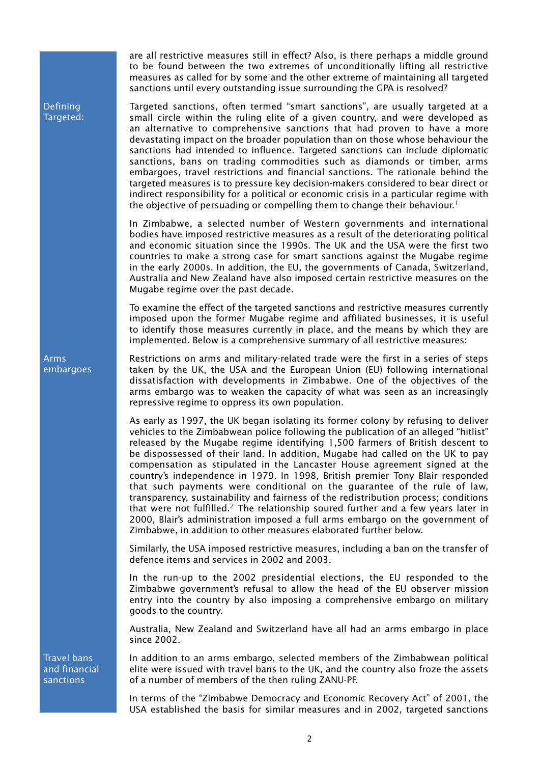are all restrictive measures still in effect? Also, is there perhaps a middle ground to be found between the two extremes of unconditionally lifting all restrictive measures as called for by some and the other extreme of maintaining all targeted sanctions until every outstanding issue surrounding the GPA is resolved?

**Defining Targeted:**

Targeted sanctions, often termed "smart sanctions", are usually targeted at a small circle within the ruling elite of a given country, and were developed as an alternative to comprehensive sanctions that had proven to have a more devastating impact on the broader population than on those whose behaviour the sanctions had intended to influence. Targeted sanctions can include diplomatic sanctions, bans on trading commodities such as diamonds or timber, arms embargoes, travel restrictions and financial sanctions. The rationale behind the targeted measures is to pressure key decision-makers considered to bear direct or indirect responsibility for a political or economic crisis in a particular regime with the objective of persuading or compelling them to change their behaviour.[1]

In Zimbabwe, a selected number of Western governments and international bodies have imposed restrictive measures as a result of the deteriorating political and economic situation since the 1990s. The UK and the USA were the first two countries to make a strong case for smart sanctions against the Mugabe regime in the early 2000s. In addition, the EU, the governments of Canada, Switzerland, Australia and New Zealand have also imposed certain restrictive measures on the Mugabe regime over the past decade.

To examine the effect of the targeted sanctions and restrictive measures currently imposed upon the former Mugabe regime and affiliated businesses, it is useful to identify those measures currently in place, and the means by which they are implemented. Below is a comprehensive summary of all restrictive measures:

**Arms embargoes**

Restrictions on arms and military-related trade were the first in a series of steps taken by the UK, the USA and the European Union (EU) following international dissatisfaction with developments in Zimbabwe. One of the objectives of the arms embargo was to weaken the capacity of what was seen as an increasingly repressive regime to oppress its own population.

As early as 1997, the UK began isolating its former colony by refusing to deliver vehicles to the Zimbabwean police following the publication of an alleged "hitlist" released by the Mugabe regime identifying 1,500 farmers of British descent to be dispossessed of their land. In addition, Mugabe had called on the UK to pay compensation as stipulated in the Lancaster House agreement signed at the country's independence in 1979. In 1998, British premier Tony Blair responded that such payments were conditional on the guarantee of the rule of law, transparency, sustainability and fairness of the redistribution process; conditions that were not fulfilled.[2] The relationship soured further and a few years later in 2000, Blair's administration imposed a full arms embargo on the government of Zimbabwe, in addition to other measures elaborated further below.

Similarly, the USA imposed restrictive measures, including a ban on the transfer of defence items and services in 2002 and 2003.

In the run-up to the 2002 presidential elections, the EU responded to the Zimbabwe government's refusal to allow the head of the EU observer mission entry into the country by also imposing a comprehensive embargo on military goods to the country.

Australia, New Zealand and Switzerland have all had an arms embargo in place since 2002.

**Travel bans and financial sanctions**

In addition to an arms embargo, selected members of the Zimbabwean political elite were issued with travel bans to the UK, and the country also froze the assets of a number of members of the then ruling ZANU-PF.

In terms of the "Zimbabwe Democracy and Economic Recovery Act" of 2001, the USA established the basis for similar measures and in 2002, targeted sanctions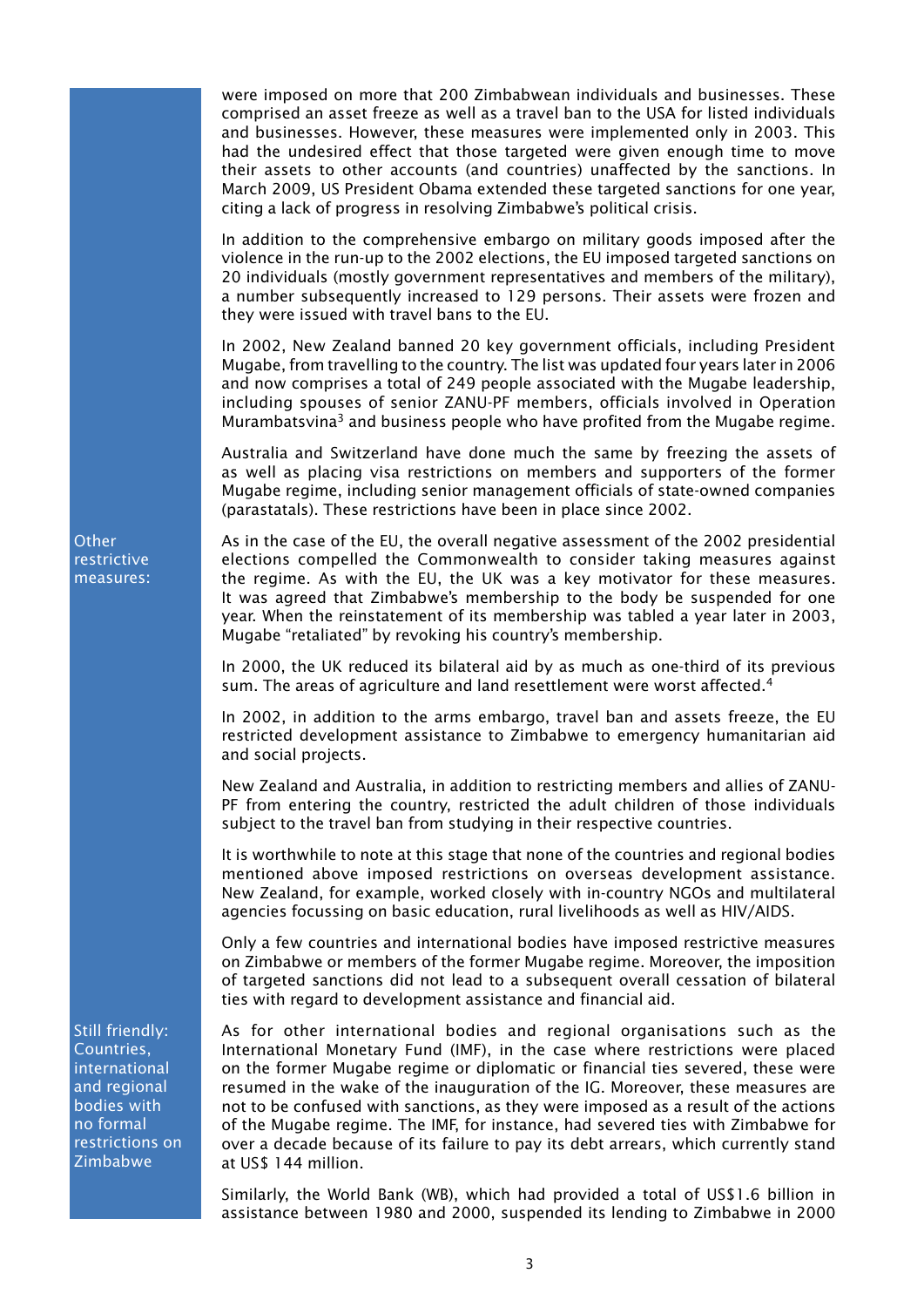were imposed on more that 200 Zimbabwean individuals and businesses. These comprised an asset freeze as well as a travel ban to the USA for listed individuals and businesses. However, these measures were implemented only in 2003. This had the undesired effect that those targeted were given enough time to move their assets to other accounts (and countries) unaffected by the sanctions. In March 2009, US President Obama extended these targeted sanctions for one year, citing a lack of progress in resolving Zimbabwe's political crisis.

In addition to the comprehensive embargo on military goods imposed after the violence in the run-up to the 2002 elections, the EU imposed targeted sanctions on 20 individuals (mostly government representatives and members of the military), a number subsequently increased to 129 persons. Their assets were frozen and they were issued with travel bans to the EU.

In 2002, New Zealand banned 20 key government officials, including President Mugabe, from travelling to the country. The list was updated four years later in 2006 and now comprises a total of 249 people associated with the Mugabe leadership, including spouses of senior ZANU-PF members, officials involved in Operation Murambatsvina[3] and business people who have profited from the Mugabe regime.

Australia and Switzerland have done much the same by freezing the assets of as well as placing visa restrictions on members and supporters of the former Mugabe regime, including senior management officials of state-owned companies (parastatals). These restrictions have been in place since 2002.

**Other restrictive measures:**

As in the case of the EU, the overall negative assessment of the 2002 presidential elections compelled the Commonwealth to consider taking measures against the regime. As with the EU, the UK was a key motivator for these measures. It was agreed that Zimbabwe's membership to the body be suspended for one year. When the reinstatement of its membership was tabled a year later in 2003, Mugabe "retaliated" by revoking his country's membership.

In 2000, the UK reduced its bilateral aid by as much as one-third of its previous sum. The areas of agriculture and land resettlement were worst affected.[4]

In 2002, in addition to the arms embargo, travel ban and assets freeze, the EU restricted development assistance to Zimbabwe to emergency humanitarian aid and social projects.

New Zealand and Australia, in addition to restricting members and allies of ZANU-PF from entering the country, restricted the adult children of those individuals subject to the travel ban from studying in their respective countries.

It is worthwhile to note at this stage that none of the countries and regional bodies mentioned above imposed restrictions on overseas development assistance. New Zealand, for example, worked closely with in-country NGOs and multilateral agencies focussing on basic education, rural livelihoods as well as HIV/AIDS.

Only a few countries and international bodies have imposed restrictive measures on Zimbabwe or members of the former Mugabe regime. Moreover, the imposition of targeted sanctions did not lead to a subsequent overall cessation of bilateral ties with regard to development assistance and financial aid.

**Still friendly: Countries, international and regional bodies with no formal restrictions on Zimbabwe**

As for other international bodies and regional organisations such as the International Monetary Fund (IMF), in the case where restrictions were placed on the former Mugabe regime or diplomatic or financial ties severed, these were resumed in the wake of the inauguration of the IG. Moreover, these measures are not to be confused with sanctions, as they were imposed as a result of the actions of the Mugabe regime. The IMF, for instance, had severed ties with Zimbabwe for over a decade because of its failure to pay its debt arrears, which currently stand at US$ 144 million.

Similarly, the World Bank (WB), which had provided a total of US$1.6 billion in assistance between 1980 and 2000, suspended its lending to Zimbabwe in 2000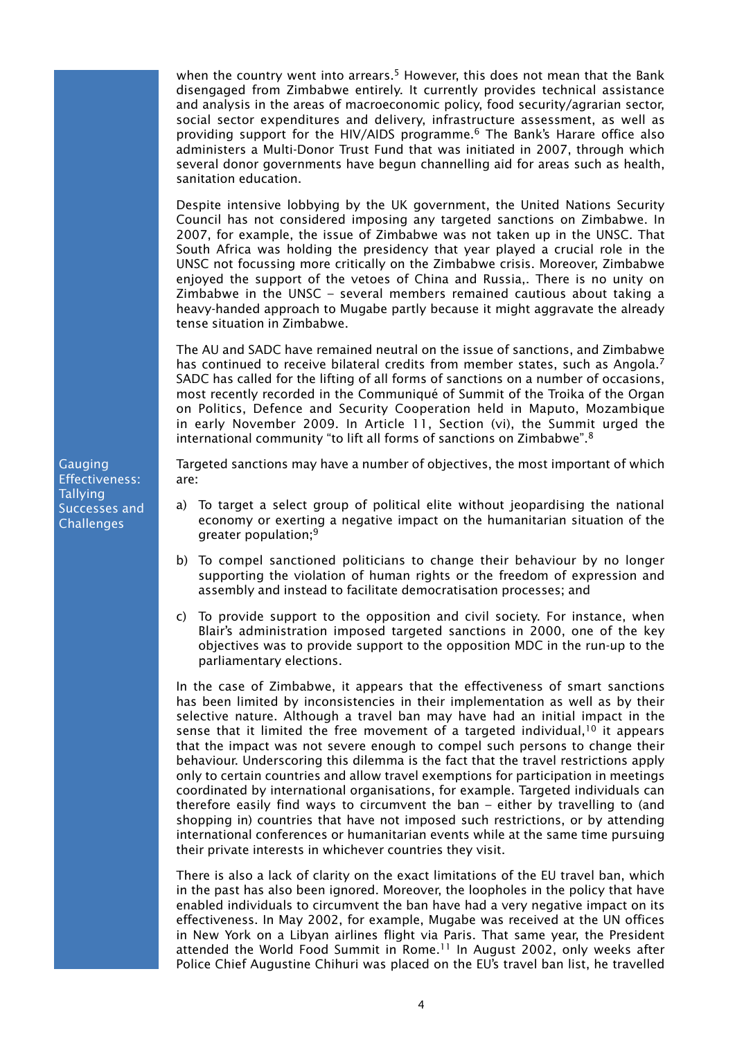when the country went into arrears.[5] However, this does not mean that the Bank disengaged from Zimbabwe entirely. It currently provides technical assistance and analysis in the areas of macroeconomic policy, food security/agrarian sector, social sector expenditures and delivery, infrastructure assessment, as well as providing support for the HIV/AIDS programme.[6] The Bank's Harare office also administers a Multi-Donor Trust Fund that was initiated in 2007, through which several donor governments have begun channelling aid for areas such as health, sanitation education.

Despite intensive lobbying by the UK government, the United Nations Security Council has not considered imposing any targeted sanctions on Zimbabwe. In 2007, for example, the issue of Zimbabwe was not taken up in the UNSC. That South Africa was holding the presidency that year played a crucial role in the UNSC not focussing more critically on the Zimbabwe crisis. Moreover, Zimbabwe enjoyed the support of the vetoes of China and Russia,. There is no unity on Zimbabwe in the UNSC – several members remained cautious about taking a heavy-handed approach to Mugabe partly because it might aggravate the already tense situation in Zimbabwe.

The AU and SADC have remained neutral on the issue of sanctions, and Zimbabwe has continued to receive bilateral credits from member states, such as Angola.[7] SADC has called for the lifting of all forms of sanctions on a number of occasions, most recently recorded in the Communiqué of Summit of the Troika of the Organ on Politics, Defence and Security Cooperation held in Maputo, Mozambique in early November 2009. In Article 11, Section (vi), the Summit urged the international community "to lift all forms of sanctions on Zimbabwe".[8]

## Gauging Effectiveness: Tallying Successes and Challenges

Targeted sanctions may have a number of objectives, the most important of which are:

a) To target a select group of political elite without jeopardising the national economy or exerting a negative impact on the humanitarian situation of the greater population;[9]

b) To compel sanctioned politicians to change their behaviour by no longer supporting the violation of human rights or the freedom of expression and assembly and instead to facilitate democratisation processes; and

c) To provide support to the opposition and civil society. For instance, when Blair's administration imposed targeted sanctions in 2000, one of the key objectives was to provide support to the opposition MDC in the run-up to the parliamentary elections.

In the case of Zimbabwe, it appears that the effectiveness of smart sanctions has been limited by inconsistencies in their implementation as well as by their selective nature. Although a travel ban may have had an initial impact in the sense that it limited the free movement of a targeted individual,[10] it appears that the impact was not severe enough to compel such persons to change their behaviour. Underscoring this dilemma is the fact that the travel restrictions apply only to certain countries and allow travel exemptions for participation in meetings coordinated by international organisations, for example. Targeted individuals can therefore easily find ways to circumvent the ban – either by travelling to (and shopping in) countries that have not imposed such restrictions, or by attending international conferences or humanitarian events while at the same time pursuing their private interests in whichever countries they visit.

There is also a lack of clarity on the exact limitations of the EU travel ban, which in the past has also been ignored. Moreover, the loopholes in the policy that have enabled individuals to circumvent the ban have had a very negative impact on its effectiveness. In May 2002, for example, Mugabe was received at the UN offices in New York on a Libyan airlines flight via Paris. That same year, the President attended the World Food Summit in Rome.[11] In August 2002, only weeks after Police Chief Augustine Chihuri was placed on the EU's travel ban list, he travelled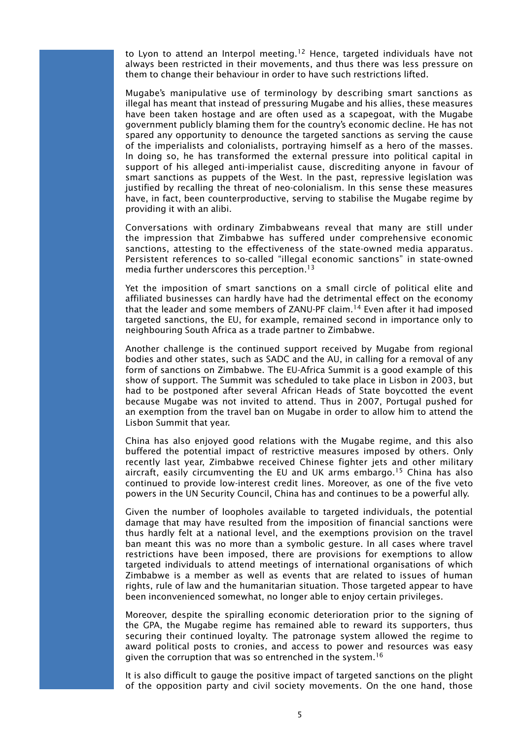to Lyon to attend an Interpol meeting.[12] Hence, targeted individuals have not always been restricted in their movements, and thus there was less pressure on them to change their behaviour in order to have such restrictions lifted.

Mugabe's manipulative use of terminology by describing smart sanctions as illegal has meant that instead of pressuring Mugabe and his allies, these measures have been taken hostage and are often used as a scapegoat, with the Mugabe government publicly blaming them for the country's economic decline. He has not spared any opportunity to denounce the targeted sanctions as serving the cause of the imperialists and colonialists, portraying himself as a hero of the masses. In doing so, he has transformed the external pressure into political capital in support of his alleged anti-imperialist cause, discrediting anyone in favour of smart sanctions as puppets of the West. In the past, repressive legislation was justified by recalling the threat of neo-colonialism. In this sense these measures have, in fact, been counterproductive, serving to stabilise the Mugabe regime by providing it with an alibi.

Conversations with ordinary Zimbabweans reveal that many are still under the impression that Zimbabwe has suffered under comprehensive economic sanctions, attesting to the effectiveness of the state-owned media apparatus. Persistent references to so-called "illegal economic sanctions" in state-owned media further underscores this perception.[13]

Yet the imposition of smart sanctions on a small circle of political elite and affiliated businesses can hardly have had the detrimental effect on the economy that the leader and some members of ZANU-PF claim.[14] Even after it had imposed targeted sanctions, the EU, for example, remained second in importance only to neighbouring South Africa as a trade partner to Zimbabwe.

Another challenge is the continued support received by Mugabe from regional bodies and other states, such as SADC and the AU, in calling for a removal of any form of sanctions on Zimbabwe. The EU-Africa Summit is a good example of this show of support. The Summit was scheduled to take place in Lisbon in 2003, but had to be postponed after several African Heads of State boycotted the event because Mugabe was not invited to attend. Thus in 2007, Portugal pushed for an exemption from the travel ban on Mugabe in order to allow him to attend the Lisbon Summit that year.

China has also enjoyed good relations with the Mugabe regime, and this also buffered the potential impact of restrictive measures imposed by others. Only recently last year, Zimbabwe received Chinese fighter jets and other military aircraft, easily circumventing the EU and UK arms embargo.[15] China has also continued to provide low-interest credit lines. Moreover, as one of the five veto powers in the UN Security Council, China has and continues to be a powerful ally.

Given the number of loopholes available to targeted individuals, the potential damage that may have resulted from the imposition of financial sanctions were thus hardly felt at a national level, and the exemptions provision on the travel ban meant this was no more than a symbolic gesture. In all cases where travel restrictions have been imposed, there are provisions for exemptions to allow targeted individuals to attend meetings of international organisations of which Zimbabwe is a member as well as events that are related to issues of human rights, rule of law and the humanitarian situation. Those targeted appear to have been inconvenienced somewhat, no longer able to enjoy certain privileges.

Moreover, despite the spiralling economic deterioration prior to the signing of the GPA, the Mugabe regime has remained able to reward its supporters, thus securing their continued loyalty. The patronage system allowed the regime to award political posts to cronies, and access to power and resources was easy given the corruption that was so entrenched in the system.[16]

It is also difficult to gauge the positive impact of targeted sanctions on the plight of the opposition party and civil society movements. On the one hand, those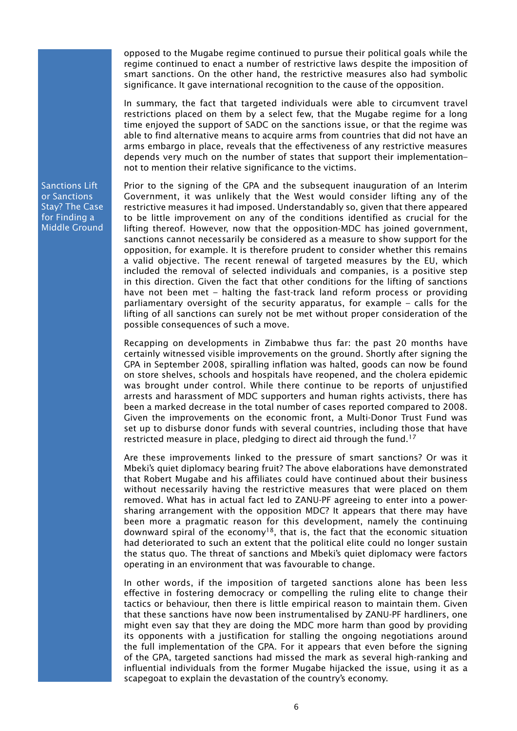opposed to the Mugabe regime continued to pursue their political goals while the regime continued to enact a number of restrictive laws despite the imposition of smart sanctions. On the other hand, the restrictive measures also had symbolic significance. It gave international recognition to the cause of the opposition.

In summary, the fact that targeted individuals were able to circumvent travel restrictions placed on them by a select few, that the Mugabe regime for a long time enjoyed the support of SADC on the sanctions issue, or that the regime was able to find alternative means to acquire arms from countries that did not have an arms embargo in place, reveals that the effectiveness of any restrictive measures depends very much on the number of states that support their implementation– not to mention their relative significance to the victims.

## Sanctions Lift or Sanctions Stay? The Case for Finding a Middle Ground

Prior to the signing of the GPA and the subsequent inauguration of an Interim Government, it was unlikely that the West would consider lifting any of the restrictive measures it had imposed. Understandably so, given that there appeared to be little improvement on any of the conditions identified as crucial for the lifting thereof. However, now that the opposition-MDC has joined government, sanctions cannot necessarily be considered as a measure to show support for the opposition, for example. It is therefore prudent to consider whether this remains a valid objective. The recent renewal of targeted measures by the EU, which included the removal of selected individuals and companies, is a positive step in this direction. Given the fact that other conditions for the lifting of sanctions have not been met – halting the fast-track land reform process or providing parliamentary oversight of the security apparatus, for example – calls for the lifting of all sanctions can surely not be met without proper consideration of the possible consequences of such a move.

Recapping on developments in Zimbabwe thus far: the past 20 months have certainly witnessed visible improvements on the ground. Shortly after signing the GPA in September 2008, spiralling inflation was halted, goods can now be found on store shelves, schools and hospitals have reopened, and the cholera epidemic was brought under control. While there continue to be reports of unjustified arrests and harassment of MDC supporters and human rights activists, there has been a marked decrease in the total number of cases reported compared to 2008. Given the improvements on the economic front, a Multi-Donor Trust Fund was set up to disburse donor funds with several countries, including those that have restricted measure in place, pledging to direct aid through the fund.[17]

Are these improvements linked to the pressure of smart sanctions? Or was it Mbeki's quiet diplomacy bearing fruit? The above elaborations have demonstrated that Robert Mugabe and his affiliates could have continued about their business without necessarily having the restrictive measures that were placed on them removed. What has in actual fact led to ZANU-PF agreeing to enter into a power-sharing arrangement with the opposition MDC? It appears that there may have been more a pragmatic reason for this development, namely the continuing downward spiral of the economy[18], that is, the fact that the economic situation had deteriorated to such an extent that the political elite could no longer sustain the status quo. The threat of sanctions and Mbeki's quiet diplomacy were factors operating in an environment that was favourable to change.

In other words, if the imposition of targeted sanctions alone has been less effective in fostering democracy or compelling the ruling elite to change their tactics or behaviour, then there is little empirical reason to maintain them. Given that these sanctions have now been instrumentalised by ZANU-PF hardliners, one might even say that they are doing the MDC more harm than good by providing its opponents with a justification for stalling the ongoing negotiations around the full implementation of the GPA. For it appears that even before the signing of the GPA, targeted sanctions had missed the mark as several high-ranking and influential individuals from the former Mugabe hijacked the issue, using it as a scapegoat to explain the devastation of the country's economy.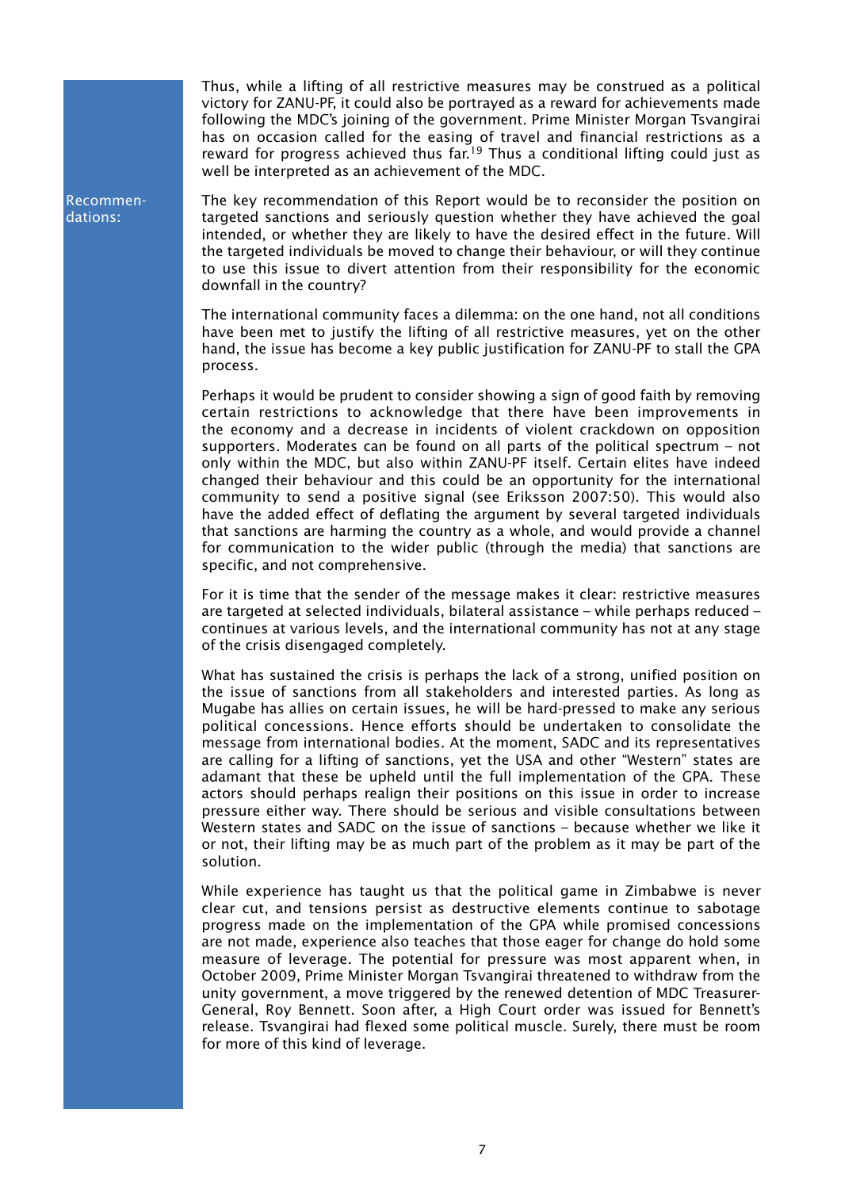Thus, while a lifting of all restrictive measures may be construed as a political victory for ZANU-PF, it could also be portrayed as a reward for achievements made following the MDC's joining of the government. Prime Minister Morgan Tsvangirai has on occasion called for the easing of travel and financial restrictions as a reward for progress achieved thus far.[19] Thus a conditional lifting could just as well be interpreted as an achievement of the MDC.

**Recommendations:**

The key recommendation of this Report would be to reconsider the position on targeted sanctions and seriously question whether they have achieved the goal intended, or whether they are likely to have the desired effect in the future. Will the targeted individuals be moved to change their behaviour, or will they continue to use this issue to divert attention from their responsibility for the economic downfall in the country?

The international community faces a dilemma: on the one hand, not all conditions have been met to justify the lifting of all restrictive measures, yet on the other hand, the issue has become a key public justification for ZANU-PF to stall the GPA process.

Perhaps it would be prudent to consider showing a sign of good faith by removing certain restrictions to acknowledge that there have been improvements in the economy and a decrease in incidents of violent crackdown on opposition supporters. Moderates can be found on all parts of the political spectrum – not only within the MDC, but also within ZANU-PF itself. Certain elites have indeed changed their behaviour and this could be an opportunity for the international community to send a positive signal (see Eriksson 2007:50). This would also have the added effect of deflating the argument by several targeted individuals that sanctions are harming the country as a whole, and would provide a channel for communication to the wider public (through the media) that sanctions are specific, and not comprehensive.

For it is time that the sender of the message makes it clear: restrictive measures are targeted at selected individuals, bilateral assistance – while perhaps reduced – continues at various levels, and the international community has not at any stage of the crisis disengaged completely.

What has sustained the crisis is perhaps the lack of a strong, unified position on the issue of sanctions from all stakeholders and interested parties. As long as Mugabe has allies on certain issues, he will be hard-pressed to make any serious political concessions. Hence efforts should be undertaken to consolidate the message from international bodies. At the moment, SADC and its representatives are calling for a lifting of sanctions, yet the USA and other "Western" states are adamant that these be upheld until the full implementation of the GPA. These actors should perhaps realign their positions on this issue in order to increase pressure either way. There should be serious and visible consultations between Western states and SADC on the issue of sanctions – because whether we like it or not, their lifting may be as much part of the problem as it may be part of the solution.

While experience has taught us that the political game in Zimbabwe is never clear cut, and tensions persist as destructive elements continue to sabotage progress made on the implementation of the GPA while promised concessions are not made, experience also teaches that those eager for change do hold some measure of leverage. The potential for pressure was most apparent when, in October 2009, Prime Minister Morgan Tsvangirai threatened to withdraw from the unity government, a move triggered by the renewed detention of MDC Treasurer-General, Roy Bennett. Soon after, a High Court order was issued for Bennett's release. Tsvangirai had flexed some political muscle. Surely, there must be room for more of this kind of leverage.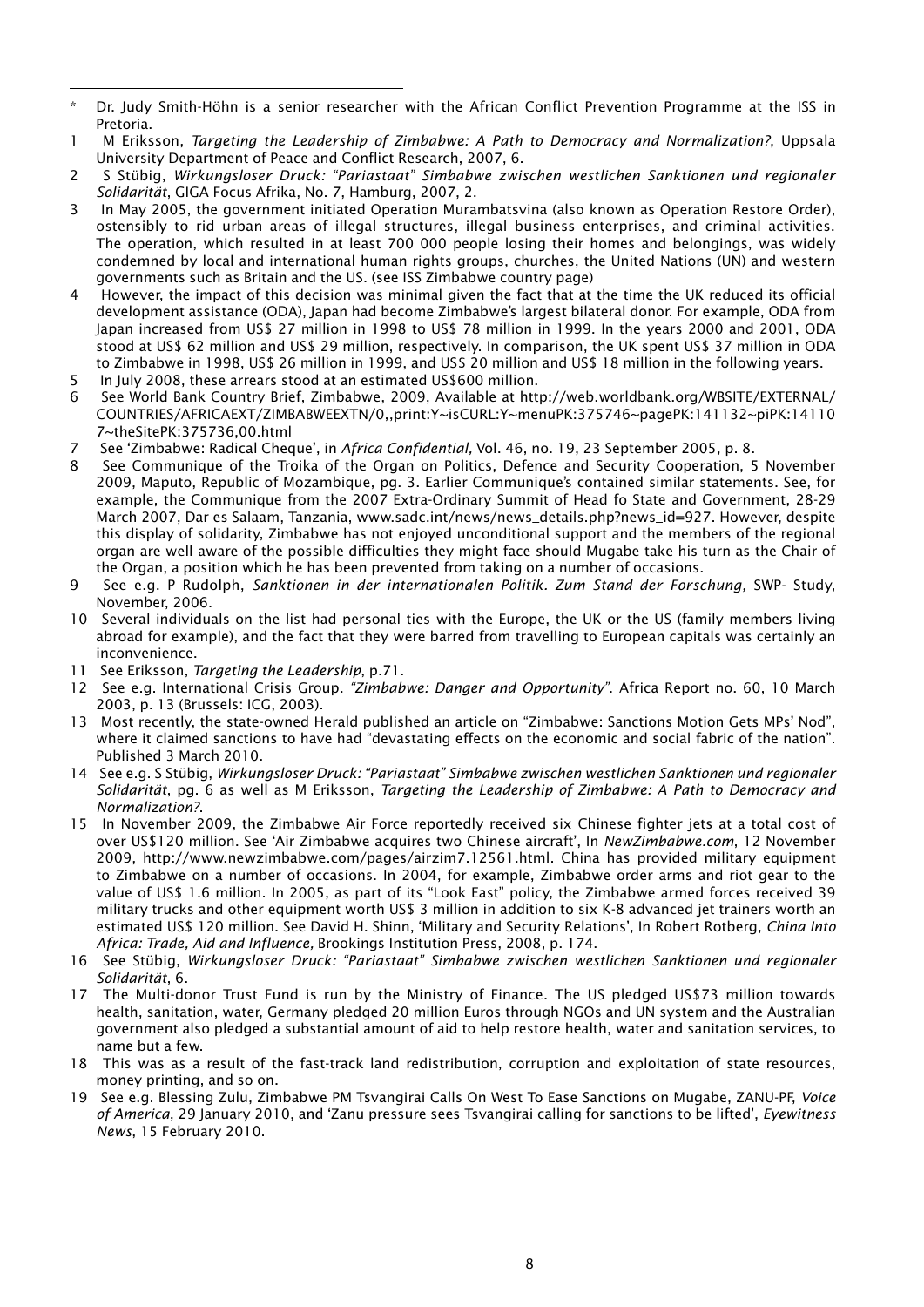\* Dr. Judy Smith-Höhn is a senior researcher with the African Conflict Prevention Programme at the ISS in Pretoria.

1 M Eriksson, *Targeting the Leadership of Zimbabwe: A Path to Democracy and Normalization?*, Uppsala University Department of Peace and Conflict Research, 2007, 6.

2 S Stübig, *Wirkungsloser Druck: "Pariastaat" Simbabwe zwischen westlichen Sanktionen und regionaler Solidarität*, GIGA Focus Afrika, No. 7, Hamburg, 2007, 2.

3 In May 2005, the government initiated Operation Murambatsvina (also known as Operation Restore Order), ostensibly to rid urban areas of illegal structures, illegal business enterprises, and criminal activities. The operation, which resulted in at least 700 000 people losing their homes and belongings, was widely condemned by local and international human rights groups, churches, the United Nations (UN) and western governments such as Britain and the US. (see ISS Zimbabwe country page)

4 However, the impact of this decision was minimal given the fact that at the time the UK reduced its official development assistance (ODA), Japan had become Zimbabwe's largest bilateral donor. For example, ODA from Japan increased from US$ 27 million in 1998 to US$ 78 million in 1999. In the years 2000 and 2001, ODA stood at US$ 62 million and US$ 29 million, respectively. In comparison, the UK spent US$ 37 million in ODA to Zimbabwe in 1998, US$ 26 million in 1999, and US$ 20 million and US$ 18 million in the following years.

5 In July 2008, these arrears stood at an estimated US$600 million.

6 See World Bank Country Brief, Zimbabwe, 2009, Available at http://web.worldbank.org/WBSITE/EXTERNAL/COUNTRIES/AFRICAEXT/ZIMBABWEEXTN/0,,print:Y~isCURL:Y~menuPK:375746~pagePK:141132~piPK:141107~theSitePK:375736,00.html

7 See 'Zimbabwe: Radical Cheque', in *Africa Confidential,* Vol. 46, no. 19, 23 September 2005, p. 8.

8 See Communique of the Troika of the Organ on Politics, Defence and Security Cooperation, 5 November 2009, Maputo, Republic of Mozambique, pg. 3. Earlier Communique's contained similar statements. See, for example, the Communique from the 2007 Extra-Ordinary Summit of Head fo State and Government, 28-29 March 2007, Dar es Salaam, Tanzania, www.sadc.int/news/news_details.php?news_id=927. However, despite this display of solidarity, Zimbabwe has not enjoyed unconditional support and the members of the regional organ are well aware of the possible difficulties they might face should Mugabe take his turn as the Chair of the Organ, a position which he has been prevented from taking on a number of occasions.

9 See e.g. P Rudolph, *Sanktionen in der internationalen Politik. Zum Stand der Forschung,* SWP- Study, November, 2006.

10 Several individuals on the list had personal ties with the Europe, the UK or the US (family members living abroad for example), and the fact that they were barred from travelling to European capitals was certainly an inconvenience.

11 See Eriksson, *Targeting the Leadership*, p.71.

12 See e.g. International Crisis Group. *"Zimbabwe: Danger and Opportunity".* Africa Report no. 60, 10 March 2003, p. 13 (Brussels: ICG, 2003).

13 Most recently, the state-owned Herald published an article on "Zimbabwe: Sanctions Motion Gets MPs' Nod", where it claimed sanctions to have had "devastating effects on the economic and social fabric of the nation". Published 3 March 2010.

14 See e.g. S Stübig, *Wirkungsloser Druck: "Pariastaat" Simbabwe zwischen westlichen Sanktionen und regionaler Solidarität*, pg. 6 as well as M Eriksson, *Targeting the Leadership of Zimbabwe: A Path to Democracy and Normalization?*.

15 In November 2009, the Zimbabwe Air Force reportedly received six Chinese fighter jets at a total cost of over US$120 million. See 'Air Zimbabwe acquires two Chinese aircraft', In *NewZimbabwe.com*, 12 November 2009, http://www.newzimbabwe.com/pages/airzim7.12561.html. China has provided military equipment to Zimbabwe on a number of occasions. In 2004, for example, Zimbabwe order arms and riot gear to the value of US$ 1.6 million. In 2005, as part of its "Look East" policy, the Zimbabwe armed forces received 39 military trucks and other equipment worth US$ 3 million in addition to six K-8 advanced jet trainers worth an estimated US$ 120 million. See David H. Shinn, 'Military and Security Relations', In Robert Rotberg, *China Into Africa: Trade, Aid and Influence,* Brookings Institution Press, 2008, p. 174.

16 See Stübig, *Wirkungsloser Druck: "Pariastaat" Simbabwe zwischen westlichen Sanktionen und regionaler Solidarität*, 6.

17 The Multi-donor Trust Fund is run by the Ministry of Finance. The US pledged US$73 million towards health, sanitation, water, Germany pledged 20 million Euros through NGOs and UN system and the Australian government also pledged a substantial amount of aid to help restore health, water and sanitation services, to name but a few.

18 This was as a result of the fast-track land redistribution, corruption and exploitation of state resources, money printing, and so on.

19 See e.g. Blessing Zulu, Zimbabwe PM Tsvangirai Calls On West To Ease Sanctions on Mugabe, ZANU-PF, *Voice of America*, 29 January 2010, and 'Zanu pressure sees Tsvangirai calling for sanctions to be lifted', *Eyewitness News*, 15 February 2010.